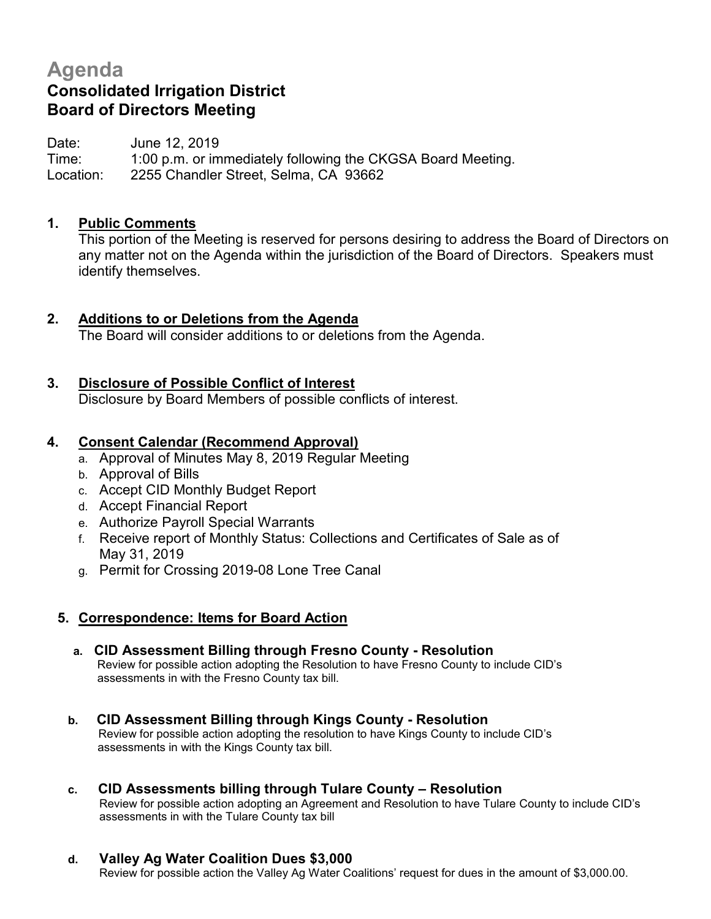# Agenda

## Consolidated Irrigation District
## Board of Directors Meeting

Date: June 12, 2019
Time: 1:00 p.m. or immediately following the CKGSA Board Meeting.
Location: 2255 Chandler Street, Selma, CA 93662

**1. Public Comments**
This portion of the Meeting is reserved for persons desiring to address the Board of Directors on any matter not on the Agenda within the jurisdiction of the Board of Directors. Speakers must identify themselves.

**2. Additions to or Deletions from the Agenda**
The Board will consider additions to or deletions from the Agenda.

**3. Disclosure of Possible Conflict of Interest**
Disclosure by Board Members of possible conflicts of interest.

**4. Consent Calendar (Recommend Approval)**

a. Approval of Minutes May 8, 2019 Regular Meeting
b. Approval of Bills
c. Accept CID Monthly Budget Report
d. Accept Financial Report
e. Authorize Payroll Special Warrants
f. Receive report of Monthly Status: Collections and Certificates of Sale as of May 31, 2019
g. Permit for Crossing 2019-08 Lone Tree Canal

**5. Correspondence: Items for Board Action**

**a. CID Assessment Billing through Fresno County - Resolution**
Review for possible action adopting the Resolution to have Fresno County to include CID's assessments in with the Fresno County tax bill.

**b. CID Assessment Billing through Kings County - Resolution**
Review for possible action adopting the resolution to have Kings County to include CID's assessments in with the Kings County tax bill.

**c. CID Assessments billing through Tulare County – Resolution**
Review for possible action adopting an Agreement and Resolution to have Tulare County to include CID's assessments in with the Tulare County tax bill

**d. Valley Ag Water Coalition Dues $3,000**
Review for possible action the Valley Ag Water Coalitions' request for dues in the amount of $3,000.00.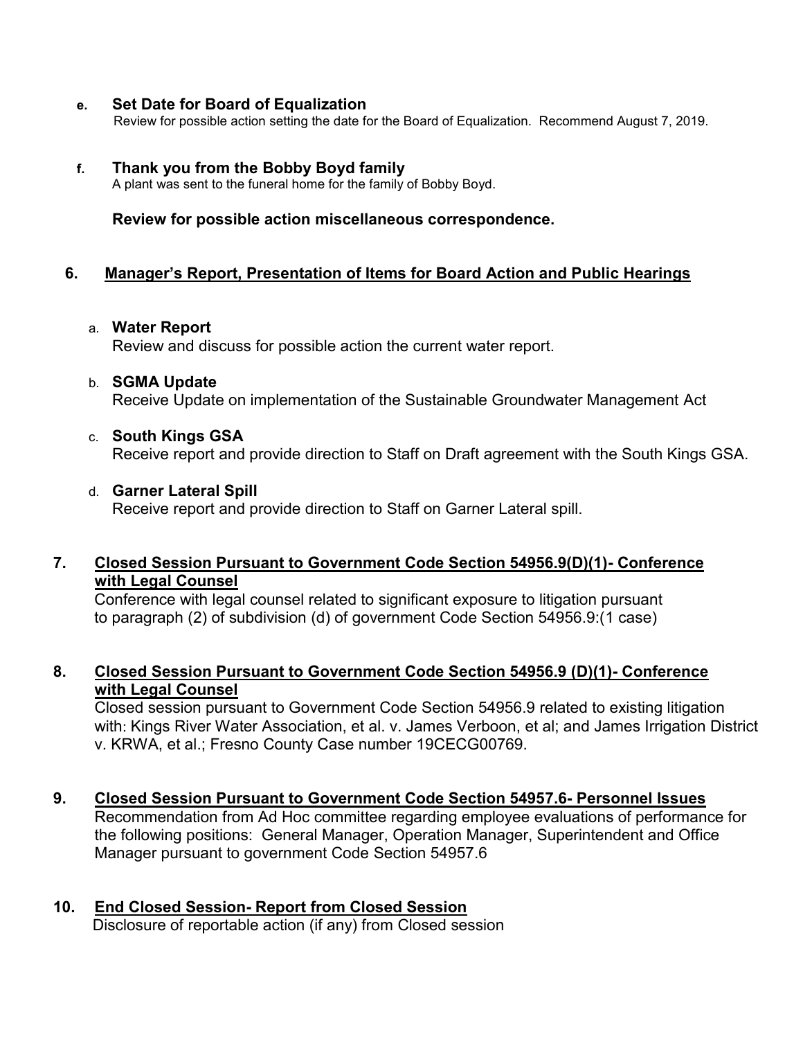**e. Set Date for Board of Equalization**
Review for possible action setting the date for the Board of Equalization. Recommend August 7, 2019.

**f. Thank you from the Bobby Boyd family**
A plant was sent to the funeral home for the family of Bobby Boyd.

**Review for possible action miscellaneous correspondence.**

## 6. Manager's Report, Presentation of Items for Board Action and Public Hearings

a. **Water Report**
Review and discuss for possible action the current water report.

b. **SGMA Update**
Receive Update on implementation of the Sustainable Groundwater Management Act

c. **South Kings GSA**
Receive report and provide direction to Staff on Draft agreement with the South Kings GSA.

d. **Garner Lateral Spill**
Receive report and provide direction to Staff on Garner Lateral spill.

## 7. Closed Session Pursuant to Government Code Section 54956.9(D)(1)- Conference with Legal Counsel

Conference with legal counsel related to significant exposure to litigation pursuant to paragraph (2) of subdivision (d) of government Code Section 54956.9:(1 case)

## 8. Closed Session Pursuant to Government Code Section 54956.9 (D)(1)- Conference with Legal Counsel

Closed session pursuant to Government Code Section 54956.9 related to existing litigation with: Kings River Water Association, et al. v. James Verboon, et al; and James Irrigation District v. KRWA, et al.; Fresno County Case number 19CECG00769.

## 9. Closed Session Pursuant to Government Code Section 54957.6- Personnel Issues

Recommendation from Ad Hoc committee regarding employee evaluations of performance for the following positions: General Manager, Operation Manager, Superintendent and Office Manager pursuant to government Code Section 54957.6

## 10. End Closed Session- Report from Closed Session

Disclosure of reportable action (if any) from Closed session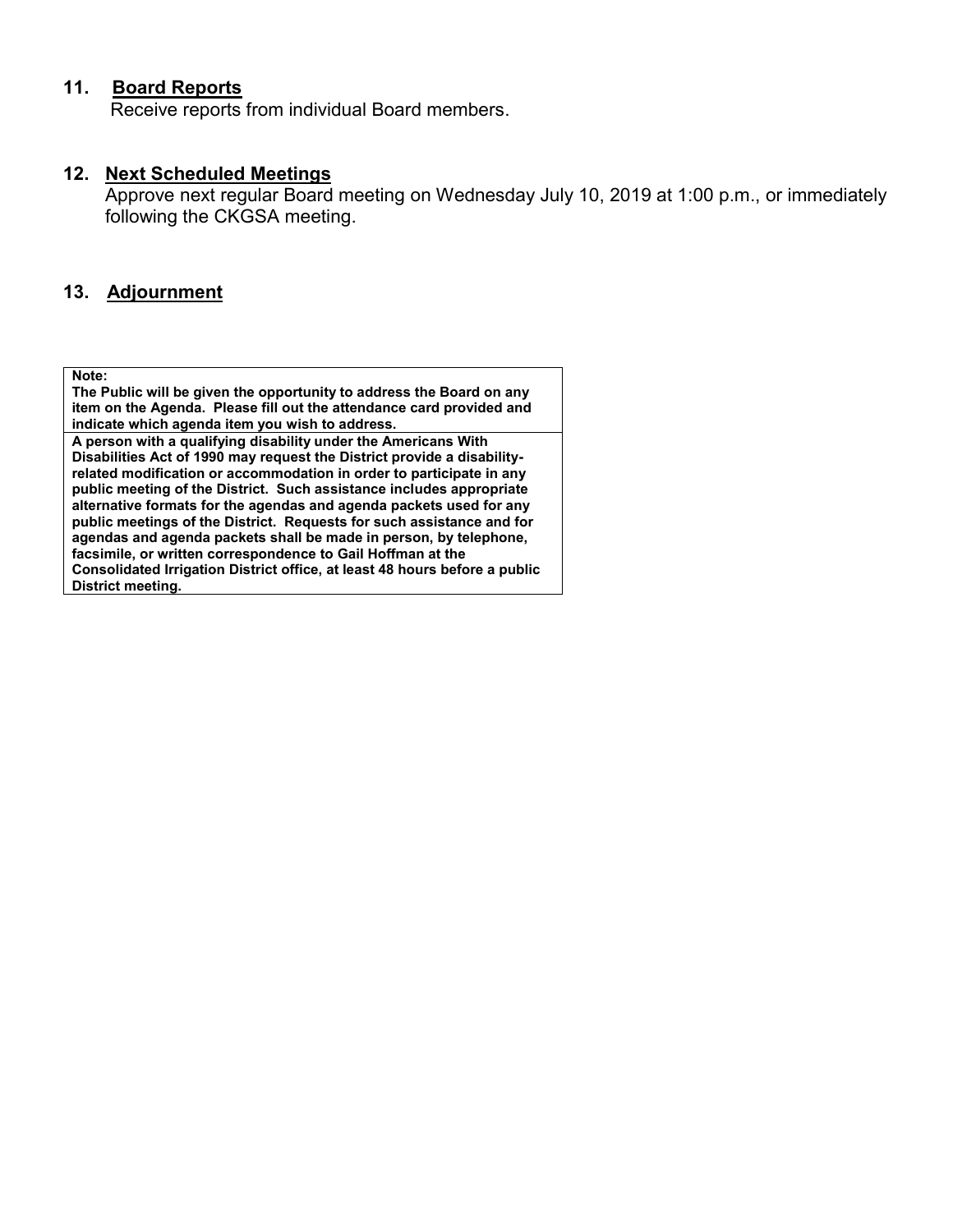## 11. Board Reports

Receive reports from individual Board members.

## 12. Next Scheduled Meetings

Approve next regular Board meeting on Wednesday July 10, 2019 at 1:00 p.m., or immediately following the CKGSA meeting.

## 13. Adjournment

| |
|---|
| **Note:**<br>**The Public will be given the opportunity to address the Board on any item on the Agenda. Please fill out the attendance card provided and indicate which agenda item you wish to address.** |
| **A person with a qualifying disability under the Americans With Disabilities Act of 1990 may request the District provide a disability-related modification or accommodation in order to participate in any public meeting of the District. Such assistance includes appropriate alternative formats for the agendas and agenda packets used for any public meetings of the District. Requests for such assistance and for agendas and agenda packets shall be made in person, by telephone, facsimile, or written correspondence to Gail Hoffman at the Consolidated Irrigation District office, at least 48 hours before a public District meeting.** |